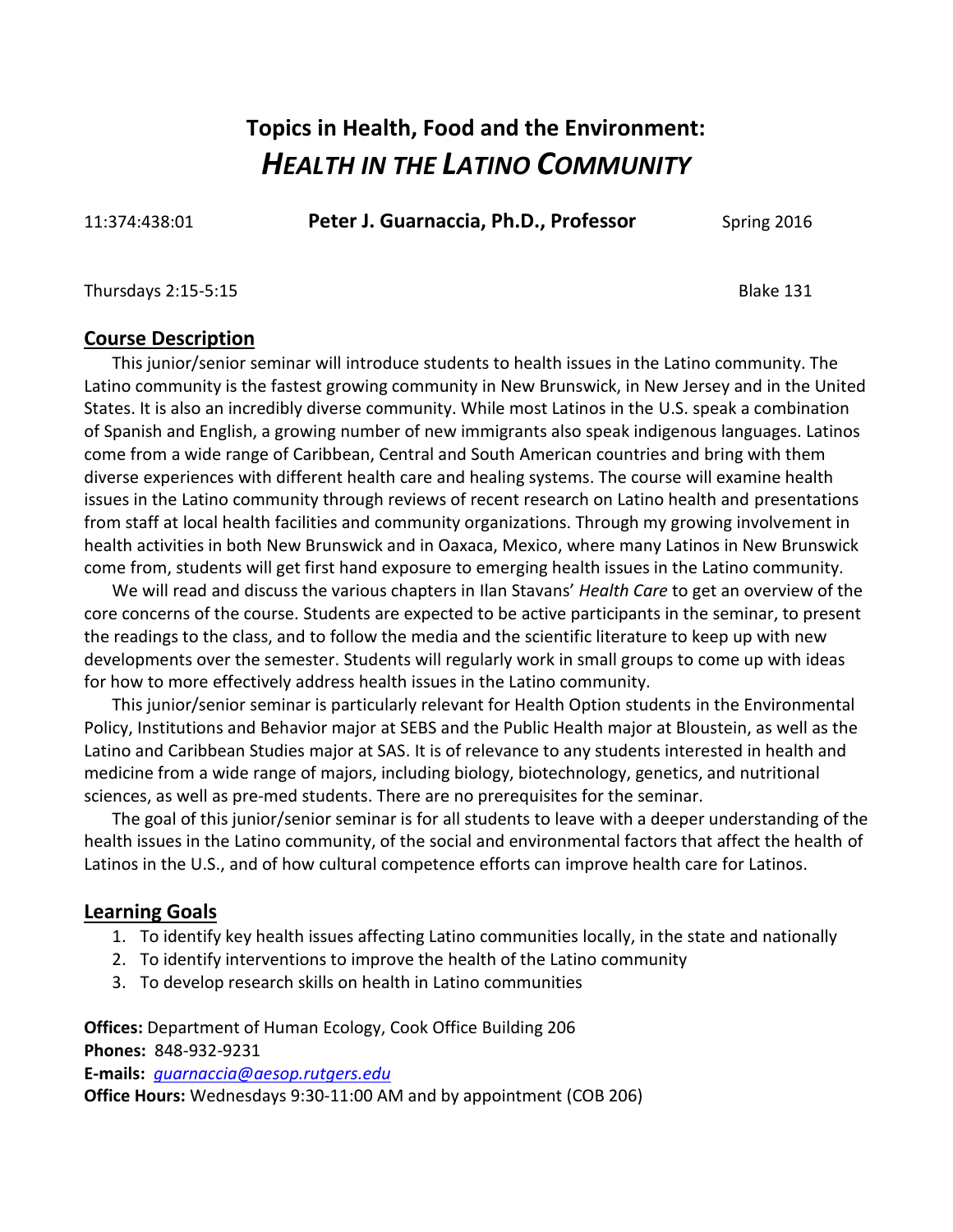# Topics in Health, Food and the Environment: *HEALTH IN THE LATINO COMMUNITY*

11:374:438:01 **Peter J. Guarnaccia, Ph.D., Professor** Spring 2016

Thursdays 2:15-5:15 Blake 131

## Course Description

This junior/senior seminar will introduce students to health issues in the Latino community. The Latino community is the fastest growing community in New Brunswick, in New Jersey and in the United States. It is also an incredibly diverse community. While most Latinos in the U.S. speak a combination of Spanish and English, a growing number of new immigrants also speak indigenous languages. Latinos come from a wide range of Caribbean, Central and South American countries and bring with them diverse experiences with different health care and healing systems. The course will examine health issues in the Latino community through reviews of recent research on Latino health and presentations from staff at local health facilities and community organizations. Through my growing involvement in health activities in both New Brunswick and in Oaxaca, Mexico, where many Latinos in New Brunswick come from, students will get first hand exposure to emerging health issues in the Latino community.

We will read and discuss the various chapters in Ilan Stavans' *Health Care* to get an overview of the core concerns of the course. Students are expected to be active participants in the seminar, to present the readings to the class, and to follow the media and the scientific literature to keep up with new developments over the semester. Students will regularly work in small groups to come up with ideas for how to more effectively address health issues in the Latino community.

This junior/senior seminar is particularly relevant for Health Option students in the Environmental Policy, Institutions and Behavior major at SEBS and the Public Health major at Bloustein, as well as the Latino and Caribbean Studies major at SAS. It is of relevance to any students interested in health and medicine from a wide range of majors, including biology, biotechnology, genetics, and nutritional sciences, as well as pre-med students. There are no prerequisites for the seminar.

The goal of this junior/senior seminar is for all students to leave with a deeper understanding of the health issues in the Latino community, of the social and environmental factors that affect the health of Latinos in the U.S., and of how cultural competence efforts can improve health care for Latinos.

## Learning Goals

1. To identify key health issues affecting Latino communities locally, in the state and nationally
2. To identify interventions to improve the health of the Latino community
3. To develop research skills on health in Latino communities

**Offices:** Department of Human Ecology, Cook Office Building 206
**Phones:** 848-932-9231
**E-mails:** *guarnaccia@aesop.rutgers.edu*
**Office Hours:** Wednesdays 9:30-11:00 AM and by appointment (COB 206)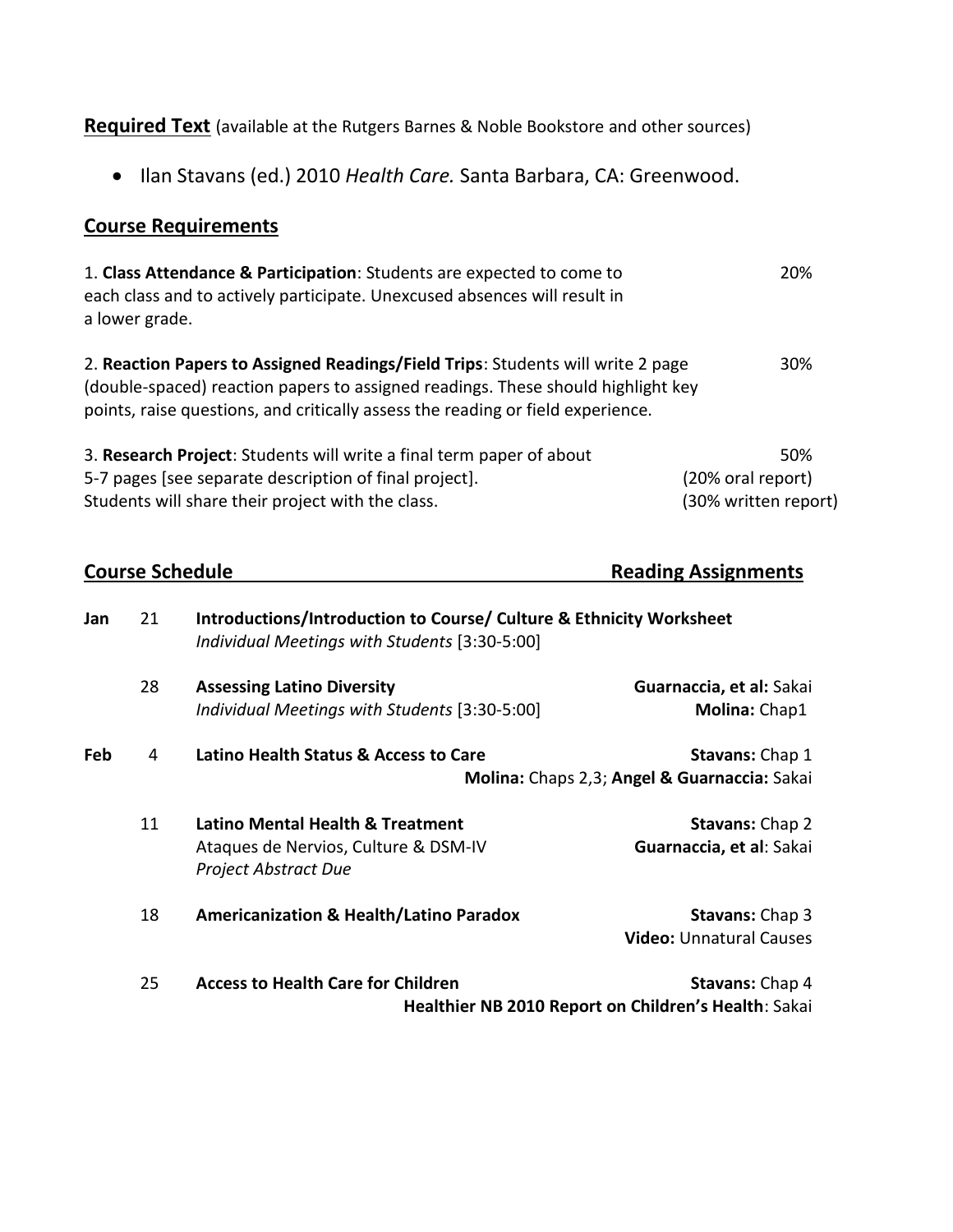**Required Text** (available at the Rutgers Barnes & Noble Bookstore and other sources)

- Ilan Stavans (ed.) 2010 *Health Care.* Santa Barbara, CA: Greenwood.

## Course Requirements

| Requirement | Weight |
|---|---|
| 1. **Class Attendance & Participation**: Students are expected to come to each class and to actively participate. Unexcused absences will result in a lower grade. | 20% |
| 2. **Reaction Papers to Assigned Readings/Field Trips**: Students will write 2 page (double-spaced) reaction papers to assigned readings. These should highlight key points, raise questions, and critically assess the reading or field experience. | 30% |
| 3. **Research Project**: Students will write a final term paper of about 5-7 pages [see separate description of final project]. Students will share their project with the class. | 50% (20% oral report) (30% written report) |

## Course Schedule / Reading Assignments

| Month | Day | Topic | Reading Assignments |
|---|---|---|---|
| **Jan** | 21 | **Introductions/Introduction to Course/ Culture & Ethnicity Worksheet** *Individual Meetings with Students* [3:30-5:00] | |
| | 28 | **Assessing Latino Diversity** *Individual Meetings with Students* [3:30-5:00] | **Guarnaccia, et al:** Sakai **Molina:** Chap1 |
| **Feb** | 4 | **Latino Health Status & Access to Care** | **Stavans:** Chap 1 **Molina:** Chaps 2,3; **Angel & Guarnaccia:** Sakai |
| | 11 | **Latino Mental Health & Treatment** Ataques de Nervios, Culture & DSM-IV *Project Abstract Due* | **Stavans:** Chap 2 **Guarnaccia, et al**: Sakai |
| | 18 | **Americanization & Health/Latino Paradox** | **Stavans:** Chap 3 **Video:** Unnatural Causes |
| | 25 | **Access to Health Care for Children** | **Stavans:** Chap 4 **Healthier NB 2010 Report on Children's Health**: Sakai |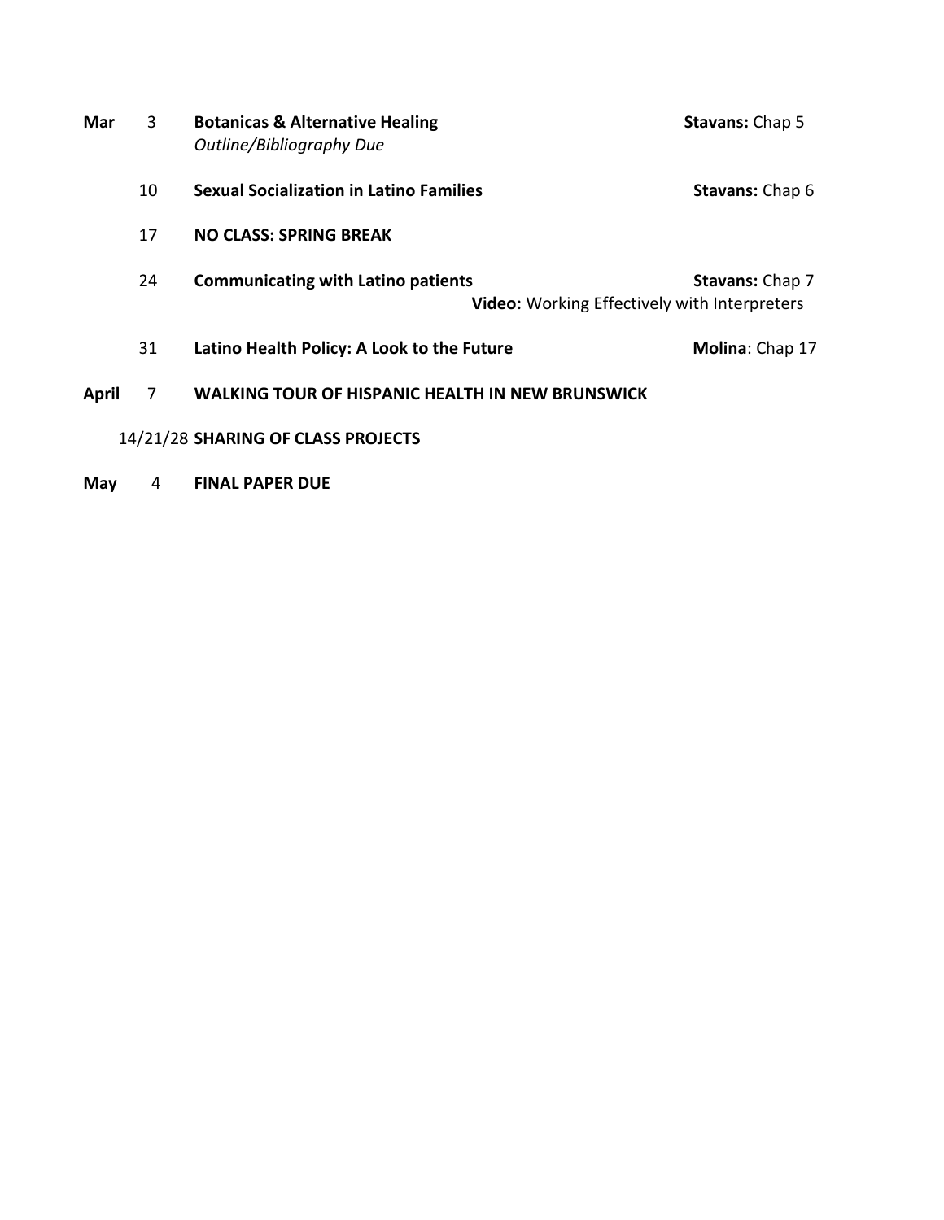| | | | |
|---|---|---|---|
| **Mar** | 3 | **Botanicas & Alternative Healing**<br>*Outline/Bibliography Due* | **Stavans:** Chap 5 |
| | 10 | **Sexual Socialization in Latino Families** | **Stavans:** Chap 6 |
| | 17 | **NO CLASS: SPRING BREAK** | |
| | 24 | **Communicating with Latino patients** | **Stavans:** Chap 7<br>**Video:** Working Effectively with Interpreters |
| | 31 | **Latino Health Policy: A Look to the Future** | **Molina**: Chap 17 |
| **April** | 7 | **WALKING TOUR OF HISPANIC HEALTH IN NEW BRUNSWICK** | |
| | 14/21/28 | **SHARING OF CLASS PROJECTS** | |
| **May** | 4 | **FINAL PAPER DUE** | |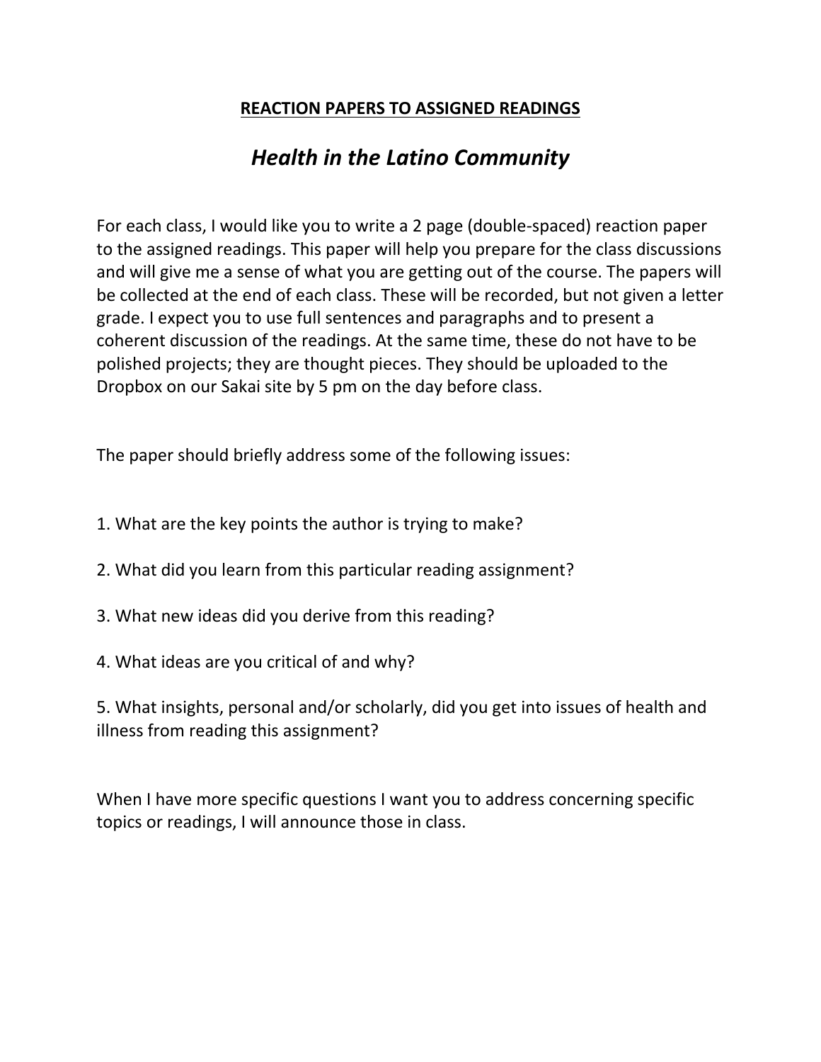## REACTION PAPERS TO ASSIGNED READINGS

# *Health in the Latino Community*

For each class, I would like you to write a 2 page (double-spaced) reaction paper to the assigned readings. This paper will help you prepare for the class discussions and will give me a sense of what you are getting out of the course. The papers will be collected at the end of each class. These will be recorded, but not given a letter grade. I expect you to use full sentences and paragraphs and to present a coherent discussion of the readings. At the same time, these do not have to be polished projects; they are thought pieces. They should be uploaded to the Dropbox on our Sakai site by 5 pm on the day before class.

The paper should briefly address some of the following issues:

1. What are the key points the author is trying to make?

2. What did you learn from this particular reading assignment?

3. What new ideas did you derive from this reading?

4. What ideas are you critical of and why?

5. What insights, personal and/or scholarly, did you get into issues of health and illness from reading this assignment?

When I have more specific questions I want you to address concerning specific topics or readings, I will announce those in class.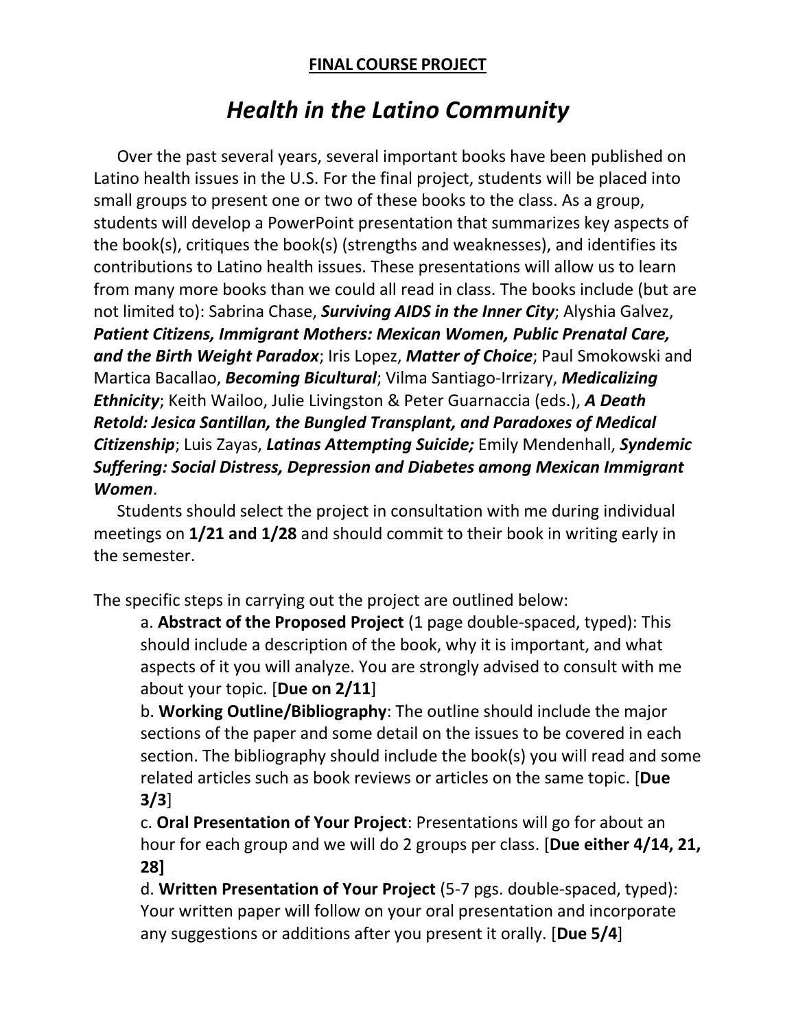**FINAL COURSE PROJECT**

# *Health in the Latino Community*

Over the past several years, several important books have been published on Latino health issues in the U.S. For the final project, students will be placed into small groups to present one or two of these books to the class. As a group, students will develop a PowerPoint presentation that summarizes key aspects of the book(s), critiques the book(s) (strengths and weaknesses), and identifies its contributions to Latino health issues. These presentations will allow us to learn from many more books than we could all read in class. The books include (but are not limited to): Sabrina Chase, ***Surviving AIDS in the Inner City***; Alyshia Galvez, ***Patient Citizens, Immigrant Mothers: Mexican Women, Public Prenatal Care, and the Birth Weight Paradox***; Iris Lopez, ***Matter of Choice***; Paul Smokowski and Martica Bacallao, ***Becoming Bicultural***; Vilma Santiago-Irrizary, ***Medicalizing Ethnicity***; Keith Wailoo, Julie Livingston & Peter Guarnaccia (eds.), ***A Death Retold: Jesica Santillan, the Bungled Transplant, and Paradoxes of Medical Citizenship***; Luis Zayas, ***Latinas Attempting Suicide;*** Emily Mendenhall, ***Syndemic Suffering: Social Distress, Depression and Diabetes among Mexican Immigrant Women***.

Students should select the project in consultation with me during individual meetings on **1/21 and 1/28** and should commit to their book in writing early in the semester.

The specific steps in carrying out the project are outlined below:

a. **Abstract of the Proposed Project** (1 page double-spaced, typed): This should include a description of the book, why it is important, and what aspects of it you will analyze. You are strongly advised to consult with me about your topic. [**Due on 2/11**]

b. **Working Outline/Bibliography**: The outline should include the major sections of the paper and some detail on the issues to be covered in each section. The bibliography should include the book(s) you will read and some related articles such as book reviews or articles on the same topic. [**Due 3/3**]

c. **Oral Presentation of Your Project**: Presentations will go for about an hour for each group and we will do 2 groups per class. [**Due either 4/14, 21, 28]**

d. **Written Presentation of Your Project** (5-7 pgs. double-spaced, typed): Your written paper will follow on your oral presentation and incorporate any suggestions or additions after you present it orally. [**Due 5/4**]